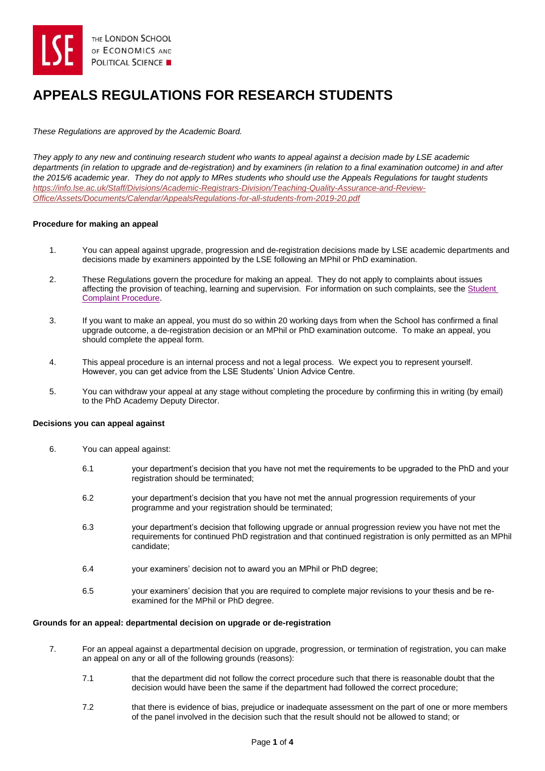# APPEALS REGULATIONS FOR RESEARCH STUDENTS

*These Regulations are approved by the Academic Board.*

*They apply to any new and continuing research student who wants to appeal against a decision made by LSE academic departments (in relation to upgrade and de-registration) and by examiners (in relation to a final examination outcome) in and after the 2015/6 academic year. They do not apply to MRes students who should use the Appeals Regulations for taught students [https://info.lse.ac.uk/Staff/Divisions/Academic-Registrars-Division/Teaching-Quality-Assurance-and-Review-Office/Assets/Documents/Calendar/AppealsRegulations-for-all-students-from-2019-20.pdf](https://info.lse.ac.uk/Staff/Divisions/Academic-Registrars-Division/Teaching-Quality-Assurance-and-Review-Office/Assets/Documents/Calendar/AppealsRegulations-for-all-students-from-2019-20.pdf)*

**Procedure for making an appeal**

1. You can appeal against upgrade, progression and de-registration decisions made by LSE academic departments and decisions made by examiners appointed by the LSE following an MPhil or PhD examination.

2. These Regulations govern the procedure for making an appeal. They do not apply to complaints about issues affecting the provision of teaching, learning and supervision. For information on such complaints, see the Student Complaint Procedure.

3. If you want to make an appeal, you must do so within 20 working days from when the School has confirmed a final upgrade outcome, a de-registration decision or an MPhil or PhD examination outcome. To make an appeal, you should complete the appeal form.

4. This appeal procedure is an internal process and not a legal process. We expect you to represent yourself. However, you can get advice from the LSE Students' Union Advice Centre.

5. You can withdraw your appeal at any stage without completing the procedure by confirming this in writing (by email) to the PhD Academy Deputy Director.

**Decisions you can appeal against**

6. You can appeal against:

   6.1 your department's decision that you have not met the requirements to be upgraded to the PhD and your registration should be terminated;

   6.2 your department's decision that you have not met the annual progression requirements of your programme and your registration should be terminated;

   6.3 your department's decision that following upgrade or annual progression review you have not met the requirements for continued PhD registration and that continued registration is only permitted as an MPhil candidate;

   6.4 your examiners' decision not to award you an MPhil or PhD degree;

   6.5 your examiners' decision that you are required to complete major revisions to your thesis and be re-examined for the MPhil or PhD degree.

**Grounds for an appeal: departmental decision on upgrade or de-registration**

7. For an appeal against a departmental decision on upgrade, progression, or termination of registration, you can make an appeal on any or all of the following grounds (reasons):

   7.1 that the department did not follow the correct procedure such that there is reasonable doubt that the decision would have been the same if the department had followed the correct procedure;

   7.2 that there is evidence of bias, prejudice or inadequate assessment on the part of one or more members of the panel involved in the decision such that the result should not be allowed to stand; or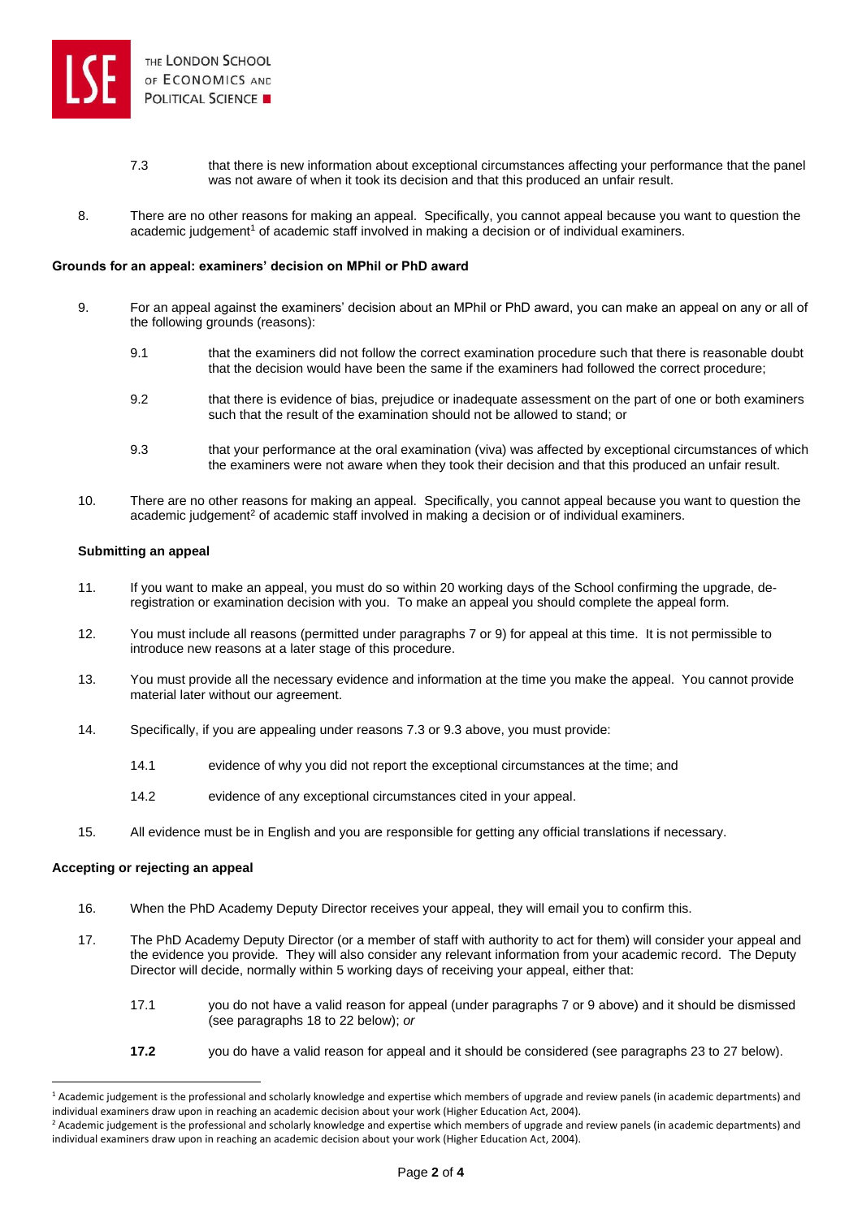7.3 that there is new information about exceptional circumstances affecting your performance that the panel was not aware of when it took its decision and that this produced an unfair result.

8. There are no other reasons for making an appeal. Specifically, you cannot appeal because you want to question the academic judgement[1] of academic staff involved in making a decision or of individual examiners.

**Grounds for an appeal: examiners' decision on MPhil or PhD award**

9. For an appeal against the examiners' decision about an MPhil or PhD award, you can make an appeal on any or all of the following grounds (reasons):

   9.1 that the examiners did not follow the correct examination procedure such that there is reasonable doubt that the decision would have been the same if the examiners had followed the correct procedure;

   9.2 that there is evidence of bias, prejudice or inadequate assessment on the part of one or both examiners such that the result of the examination should not be allowed to stand; or

   9.3 that your performance at the oral examination (viva) was affected by exceptional circumstances of which the examiners were not aware when they took their decision and that this produced an unfair result.

10. There are no other reasons for making an appeal. Specifically, you cannot appeal because you want to question the academic judgement[2] of academic staff involved in making a decision or of individual examiners.

**Submitting an appeal**

11. If you want to make an appeal, you must do so within 20 working days of the School confirming the upgrade, de-registration or examination decision with you. To make an appeal you should complete the appeal form.

12. You must include all reasons (permitted under paragraphs 7 or 9) for appeal at this time. It is not permissible to introduce new reasons at a later stage of this procedure.

13. You must provide all the necessary evidence and information at the time you make the appeal. You cannot provide material later without our agreement.

14. Specifically, if you are appealing under reasons 7.3 or 9.3 above, you must provide:

   14.1 evidence of why you did not report the exceptional circumstances at the time; and

   14.2 evidence of any exceptional circumstances cited in your appeal.

15. All evidence must be in English and you are responsible for getting any official translations if necessary.

**Accepting or rejecting an appeal**

16. When the PhD Academy Deputy Director receives your appeal, they will email you to confirm this.

17. The PhD Academy Deputy Director (or a member of staff with authority to act for them) will consider your appeal and the evidence you provide. They will also consider any relevant information from your academic record. The Deputy Director will decide, normally within 5 working days of receiving your appeal, either that:

   17.1 you do not have a valid reason for appeal (under paragraphs 7 or 9 above) and it should be dismissed (see paragraphs 18 to 22 below); *or*

   **17.2** you do have a valid reason for appeal and it should be considered (see paragraphs 23 to 27 below).

---

[1] Academic judgement is the professional and scholarly knowledge and expertise which members of upgrade and review panels (in academic departments) and individual examiners draw upon in reaching an academic decision about your work (Higher Education Act, 2004).

[2] Academic judgement is the professional and scholarly knowledge and expertise which members of upgrade and review panels (in academic departments) and individual examiners draw upon in reaching an academic decision about your work (Higher Education Act, 2004).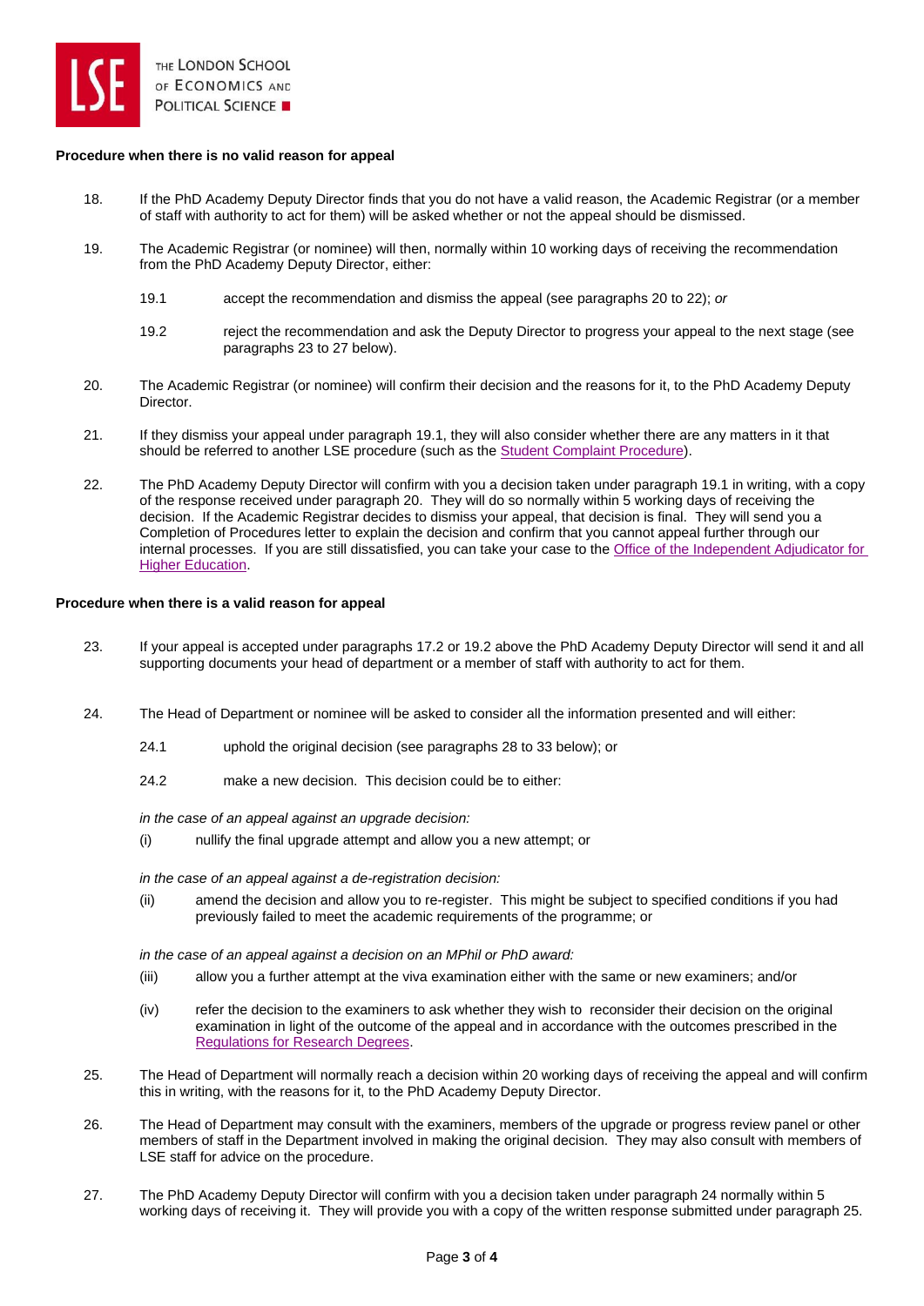**Procedure when there is no valid reason for appeal**

18. If the PhD Academy Deputy Director finds that you do not have a valid reason, the Academic Registrar (or a member of staff with authority to act for them) will be asked whether or not the appeal should be dismissed.

19. The Academic Registrar (or nominee) will then, normally within 10 working days of receiving the recommendation from the PhD Academy Deputy Director, either:

    19.1 accept the recommendation and dismiss the appeal (see paragraphs 20 to 22); *or*

    19.2 reject the recommendation and ask the Deputy Director to progress your appeal to the next stage (see paragraphs 23 to 27 below).

20. The Academic Registrar (or nominee) will confirm their decision and the reasons for it, to the PhD Academy Deputy Director.

21. If they dismiss your appeal under paragraph 19.1, they will also consider whether there are any matters in it that should be referred to another LSE procedure (such as the Student Complaint Procedure).

22. The PhD Academy Deputy Director will confirm with you a decision taken under paragraph 19.1 in writing, with a copy of the response received under paragraph 20. They will do so normally within 5 working days of receiving the decision. If the Academic Registrar decides to dismiss your appeal, that decision is final. They will send you a Completion of Procedures letter to explain the decision and confirm that you cannot appeal further through our internal processes. If you are still dissatisfied, you can take your case to the Office of the Independent Adjudicator for Higher Education.

**Procedure when there is a valid reason for appeal**

23. If your appeal is accepted under paragraphs 17.2 or 19.2 above the PhD Academy Deputy Director will send it and all supporting documents your head of department or a member of staff with authority to act for them.

24. The Head of Department or nominee will be asked to consider all the information presented and will either:

    24.1 uphold the original decision (see paragraphs 28 to 33 below); or

    24.2 make a new decision. This decision could be to either:

    *in the case of an appeal against an upgrade decision:*

    (i) nullify the final upgrade attempt and allow you a new attempt; or

    *in the case of an appeal against a de-registration decision:*

    (ii) amend the decision and allow you to re-register. This might be subject to specified conditions if you had previously failed to meet the academic requirements of the programme; or

    *in the case of an appeal against a decision on an MPhil or PhD award:*

    (iii) allow you a further attempt at the viva examination either with the same or new examiners; and/or

    (iv) refer the decision to the examiners to ask whether they wish to reconsider their decision on the original examination in light of the outcome of the appeal and in accordance with the outcomes prescribed in the Regulations for Research Degrees.

25. The Head of Department will normally reach a decision within 20 working days of receiving the appeal and will confirm this in writing, with the reasons for it, to the PhD Academy Deputy Director.

26. The Head of Department may consult with the examiners, members of the upgrade or progress review panel or other members of staff in the Department involved in making the original decision. They may also consult with members of LSE staff for advice on the procedure.

27. The PhD Academy Deputy Director will confirm with you a decision taken under paragraph 24 normally within 5 working days of receiving it. They will provide you with a copy of the written response submitted under paragraph 25.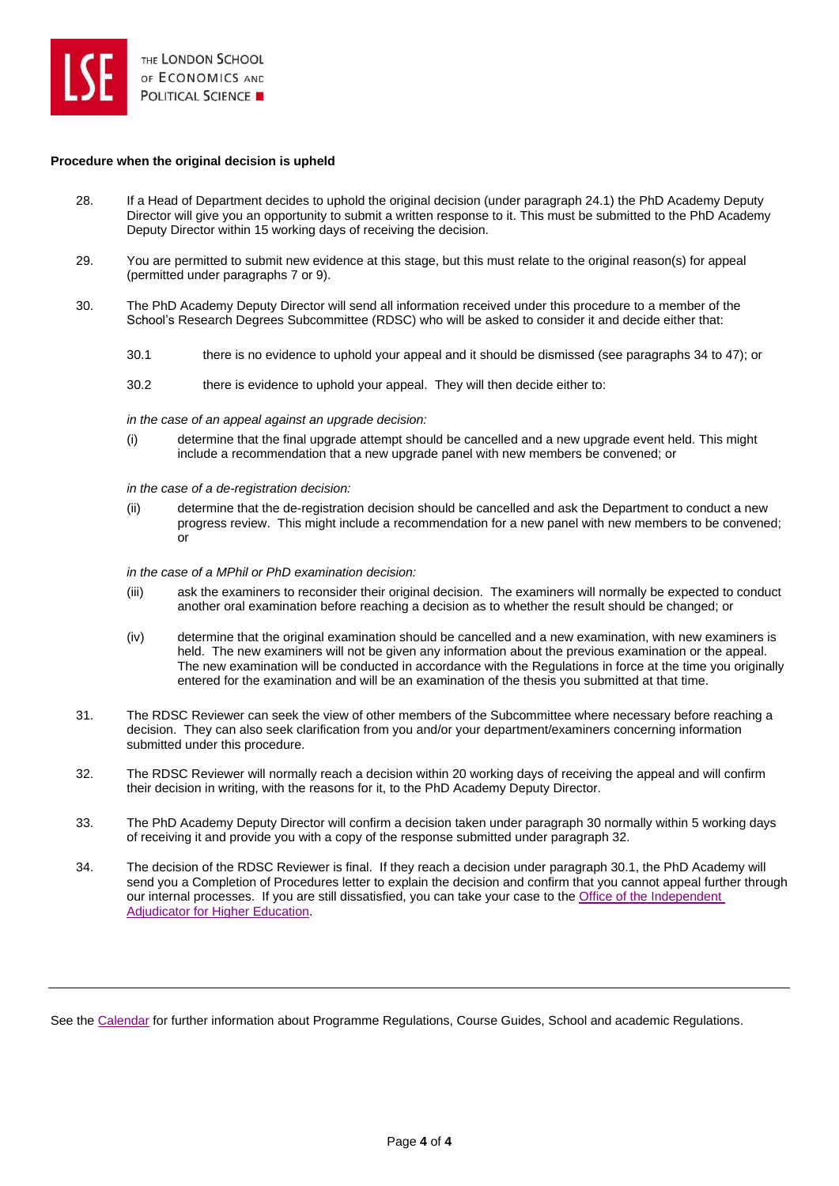**Procedure when the original decision is upheld**

28. If a Head of Department decides to uphold the original decision (under paragraph 24.1) the PhD Academy Deputy Director will give you an opportunity to submit a written response to it. This must be submitted to the PhD Academy Deputy Director within 15 working days of receiving the decision.

29. You are permitted to submit new evidence at this stage, but this must relate to the original reason(s) for appeal (permitted under paragraphs 7 or 9).

30. The PhD Academy Deputy Director will send all information received under this procedure to a member of the School's Research Degrees Subcommittee (RDSC) who will be asked to consider it and decide either that:

    30.1 there is no evidence to uphold your appeal and it should be dismissed (see paragraphs 34 to 47); or

    30.2 there is evidence to uphold your appeal. They will then decide either to:

    *in the case of an appeal against an upgrade decision:*

    (i) determine that the final upgrade attempt should be cancelled and a new upgrade event held. This might include a recommendation that a new upgrade panel with new members be convened; or

    *in the case of a de-registration decision:*

    (ii) determine that the de-registration decision should be cancelled and ask the Department to conduct a new progress review. This might include a recommendation for a new panel with new members to be convened; or

    *in the case of a MPhil or PhD examination decision:*

    (iii) ask the examiners to reconsider their original decision. The examiners will normally be expected to conduct another oral examination before reaching a decision as to whether the result should be changed; or

    (iv) determine that the original examination should be cancelled and a new examination, with new examiners is held. The new examiners will not be given any information about the previous examination or the appeal. The new examination will be conducted in accordance with the Regulations in force at the time you originally entered for the examination and will be an examination of the thesis you submitted at that time.

31. The RDSC Reviewer can seek the view of other members of the Subcommittee where necessary before reaching a decision. They can also seek clarification from you and/or your department/examiners concerning information submitted under this procedure.

32. The RDSC Reviewer will normally reach a decision within 20 working days of receiving the appeal and will confirm their decision in writing, with the reasons for it, to the PhD Academy Deputy Director.

33. The PhD Academy Deputy Director will confirm a decision taken under paragraph 30 normally within 5 working days of receiving it and provide you with a copy of the response submitted under paragraph 32.

34. The decision of the RDSC Reviewer is final. If they reach a decision under paragraph 30.1, the PhD Academy will send you a Completion of Procedures letter to explain the decision and confirm that you cannot appeal further through our internal processes. If you are still dissatisfied, you can take your case to the Office of the Independent Adjudicator for Higher Education.

---

See the Calendar for further information about Programme Regulations, Course Guides, School and academic Regulations.